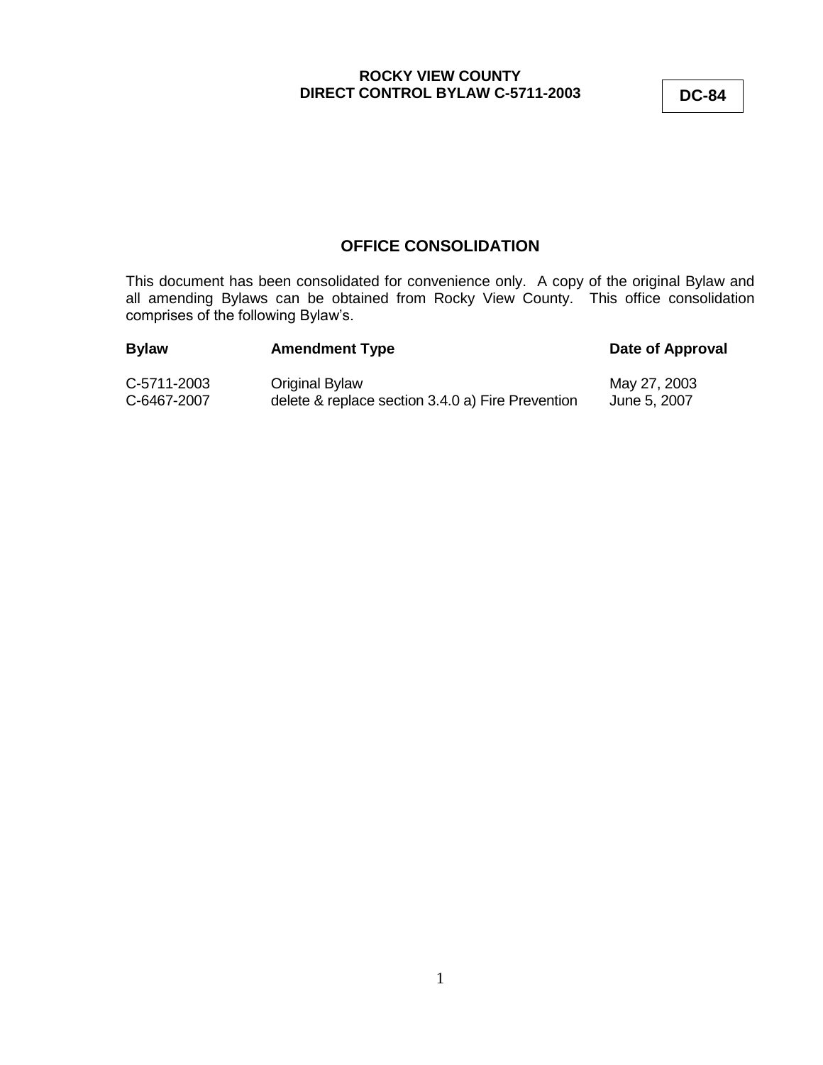**ROCKY VIEW COUNTY**
**DIRECT CONTROL BYLAW C-5711-2003**

**DC-84**

## OFFICE CONSOLIDATION

This document has been consolidated for convenience only. A copy of the original Bylaw and all amending Bylaws can be obtained from Rocky View County. This office consolidation comprises of the following Bylaw's.

| Bylaw | Amendment Type | Date of Approval |
|---|---|---|
| C-5711-2003 | Original Bylaw | May 27, 2003 |
| C-6467-2007 | delete & replace section 3.4.0 a) Fire Prevention | June 5, 2007 |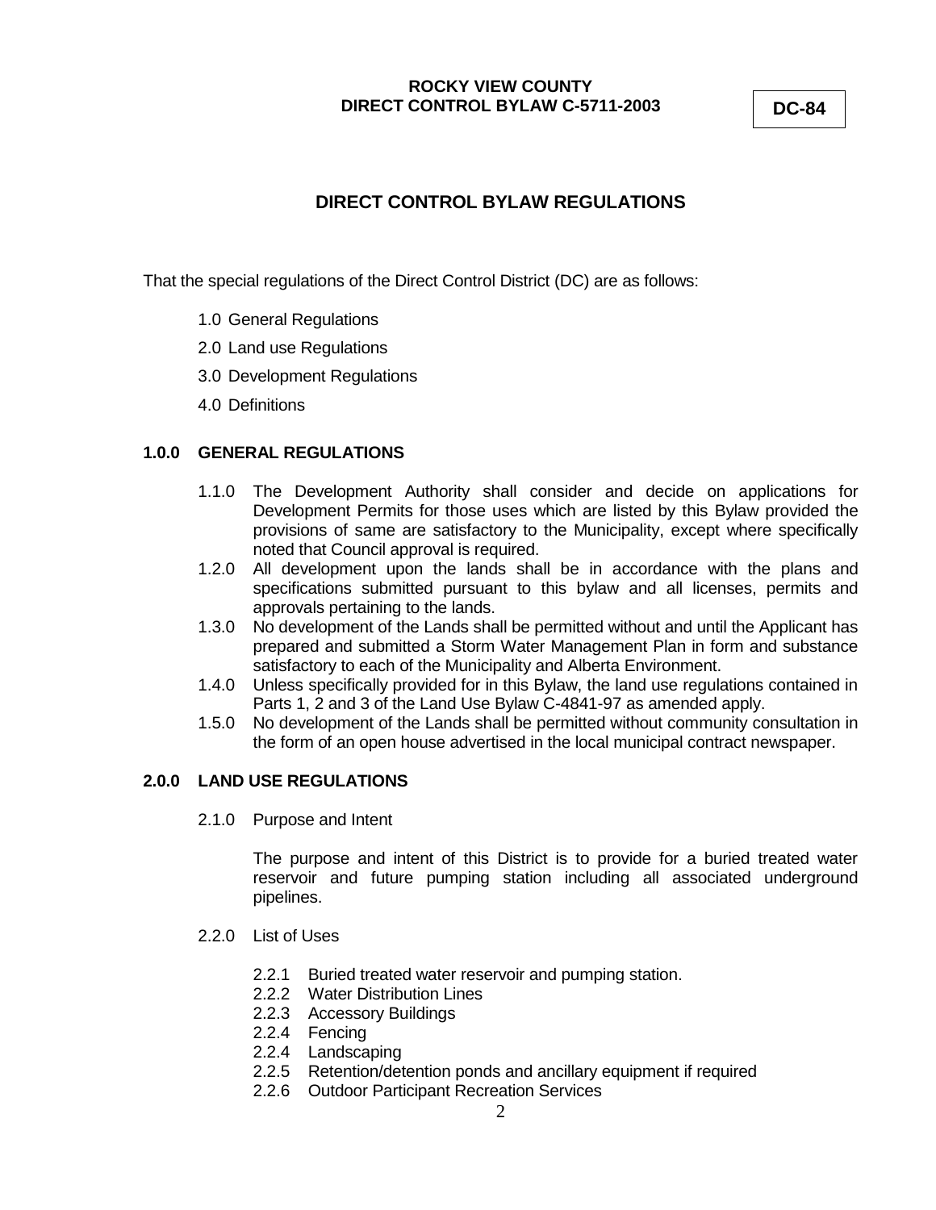**ROCKY VIEW COUNTY**
**DIRECT CONTROL BYLAW C-5711-2003**

**DC-84**

## DIRECT CONTROL BYLAW REGULATIONS

That the special regulations of the Direct Control District (DC) are as follows:

1.0 General Regulations

2.0 Land use Regulations

3.0 Development Regulations

4.0 Definitions

### 1.0.0 GENERAL REGULATIONS

1.1.0 The Development Authority shall consider and decide on applications for Development Permits for those uses which are listed by this Bylaw provided the provisions of same are satisfactory to the Municipality, except where specifically noted that Council approval is required.

1.2.0 All development upon the lands shall be in accordance with the plans and specifications submitted pursuant to this bylaw and all licenses, permits and approvals pertaining to the lands.

1.3.0 No development of the Lands shall be permitted without and until the Applicant has prepared and submitted a Storm Water Management Plan in form and substance satisfactory to each of the Municipality and Alberta Environment.

1.4.0 Unless specifically provided for in this Bylaw, the land use regulations contained in Parts 1, 2 and 3 of the Land Use Bylaw C-4841-97 as amended apply.

1.5.0 No development of the Lands shall be permitted without community consultation in the form of an open house advertised in the local municipal contract newspaper.

### 2.0.0 LAND USE REGULATIONS

2.1.0 Purpose and Intent

The purpose and intent of this District is to provide for a buried treated water reservoir and future pumping station including all associated underground pipelines.

2.2.0 List of Uses

2.2.1 Buried treated water reservoir and pumping station.

2.2.2 Water Distribution Lines

2.2.3 Accessory Buildings

2.2.4 Fencing

2.2.4 Landscaping

2.2.5 Retention/detention ponds and ancillary equipment if required

2.2.6 Outdoor Participant Recreation Services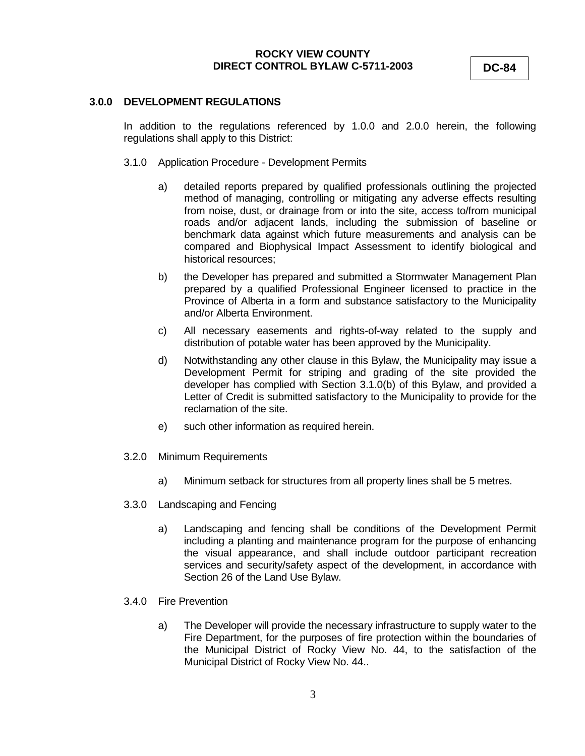**ROCKY VIEW COUNTY**
**DIRECT CONTROL BYLAW C-5711-2003**

**DC-84**

## 3.0.0 DEVELOPMENT REGULATIONS

In addition to the regulations referenced by 1.0.0 and 2.0.0 herein, the following regulations shall apply to this District:

3.1.0 Application Procedure - Development Permits

a) detailed reports prepared by qualified professionals outlining the projected method of managing, controlling or mitigating any adverse effects resulting from noise, dust, or drainage from or into the site, access to/from municipal roads and/or adjacent lands, including the submission of baseline or benchmark data against which future measurements and analysis can be compared and Biophysical Impact Assessment to identify biological and historical resources;

b) the Developer has prepared and submitted a Stormwater Management Plan prepared by a qualified Professional Engineer licensed to practice in the Province of Alberta in a form and substance satisfactory to the Municipality and/or Alberta Environment.

c) All necessary easements and rights-of-way related to the supply and distribution of potable water has been approved by the Municipality.

d) Notwithstanding any other clause in this Bylaw, the Municipality may issue a Development Permit for striping and grading of the site provided the developer has complied with Section 3.1.0(b) of this Bylaw, and provided a Letter of Credit is submitted satisfactory to the Municipality to provide for the reclamation of the site.

e) such other information as required herein.

3.2.0 Minimum Requirements

a) Minimum setback for structures from all property lines shall be 5 metres.

3.3.0 Landscaping and Fencing

a) Landscaping and fencing shall be conditions of the Development Permit including a planting and maintenance program for the purpose of enhancing the visual appearance, and shall include outdoor participant recreation services and security/safety aspect of the development, in accordance with Section 26 of the Land Use Bylaw.

3.4.0 Fire Prevention

a) The Developer will provide the necessary infrastructure to supply water to the Fire Department, for the purposes of fire protection within the boundaries of the Municipal District of Rocky View No. 44, to the satisfaction of the Municipal District of Rocky View No. 44..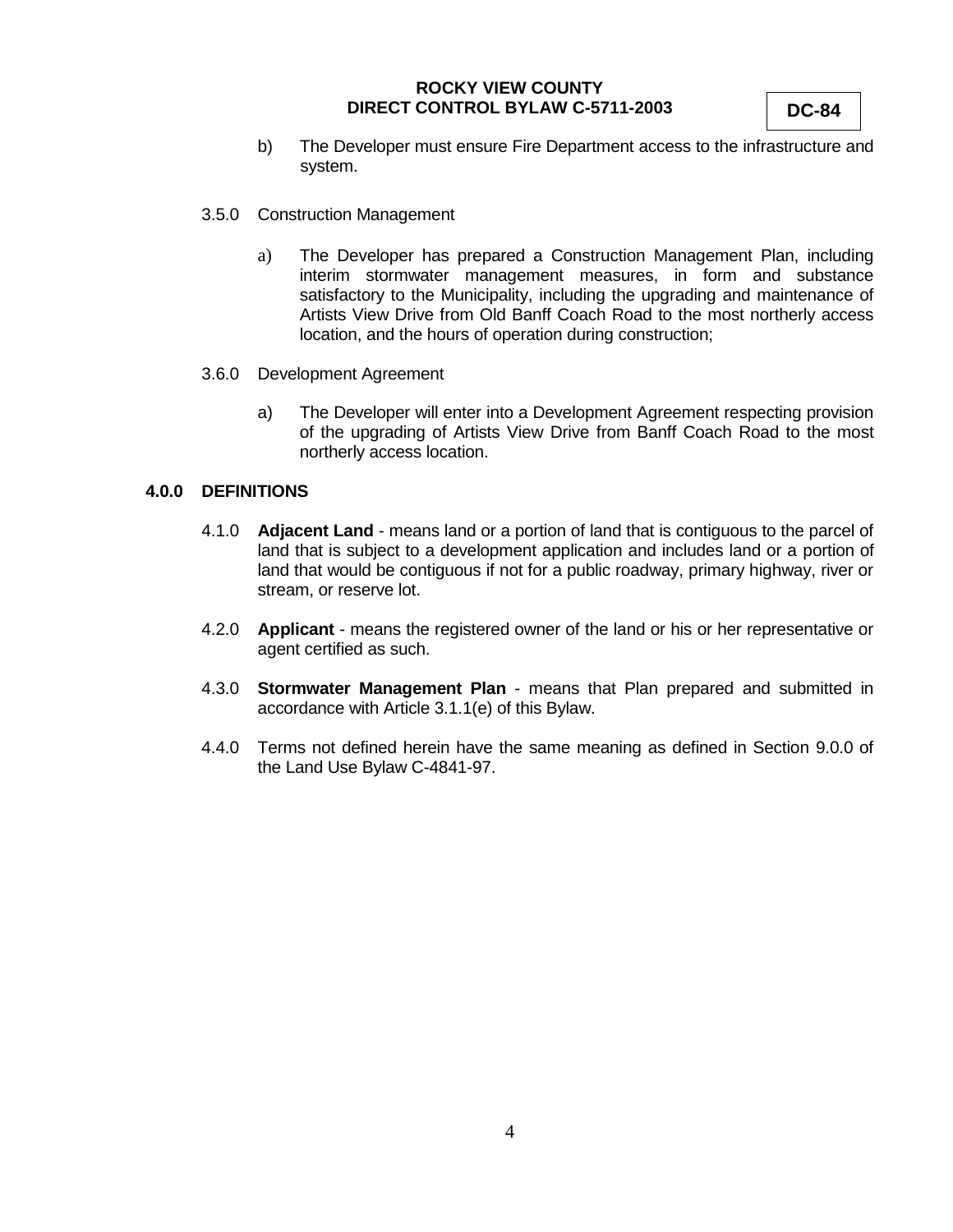b) The Developer must ensure Fire Department access to the infrastructure and system.

3.5.0 Construction Management

a) The Developer has prepared a Construction Management Plan, including interim stormwater management measures, in form and substance satisfactory to the Municipality, including the upgrading and maintenance of Artists View Drive from Old Banff Coach Road to the most northerly access location, and the hours of operation during construction;

3.6.0 Development Agreement

a) The Developer will enter into a Development Agreement respecting provision of the upgrading of Artists View Drive from Banff Coach Road to the most northerly access location.

## 4.0.0 DEFINITIONS

4.1.0 **Adjacent Land** - means land or a portion of land that is contiguous to the parcel of land that is subject to a development application and includes land or a portion of land that would be contiguous if not for a public roadway, primary highway, river or stream, or reserve lot.

4.2.0 **Applicant** - means the registered owner of the land or his or her representative or agent certified as such.

4.3.0 **Stormwater Management Plan** - means that Plan prepared and submitted in accordance with Article 3.1.1(e) of this Bylaw.

4.4.0 Terms not defined herein have the same meaning as defined in Section 9.0.0 of the Land Use Bylaw C-4841-97.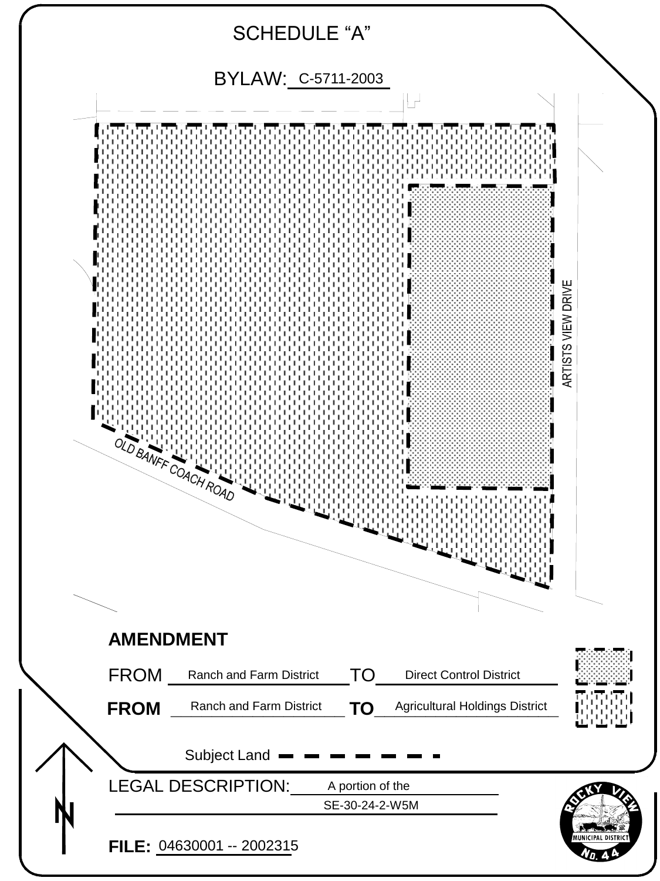# SCHEDULE "A"

BYLAW: C-5711-2003

ARTISTS VIEW DRIVE

OLD BANFF COACH ROAD

## AMENDMENT

FROM Ranch and Farm District TO Direct Control District

**FROM** Ranch and Farm District **TO** Agricultural Holdings District

Subject Land

LEGAL DESCRIPTION: A portion of the SE-30-24-2-W5M

**FILE:** 04630001 -- 2002315

ROCKY VIEW MUNICIPAL DISTRICT No. 44